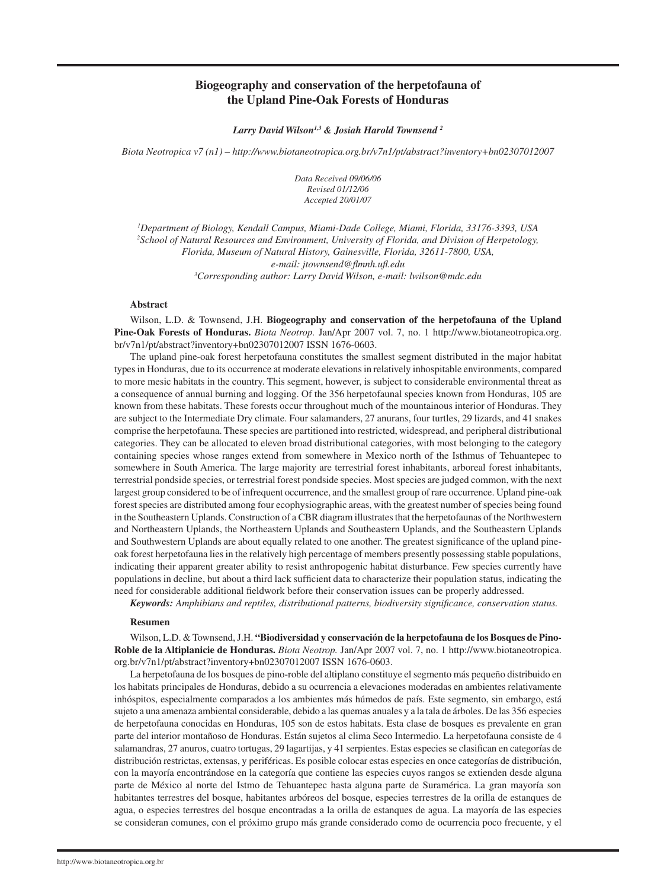# Biogeography and conservation of the herpetofauna of the Upland Pine-Oak Forests of Honduras

***Larry David Wilson[1,3] & Josiah Harold Townsend [2]***

*Biota Neotropica v7 (n1) – http://www.biotaneotropica.org.br/v7n1/pt/abstract?inventory+bn02307012007*

*Data Received 09/06/06*
*Revised 01/12/06*
*Accepted 20/01/07*

[1]*Department of Biology, Kendall Campus, Miami-Dade College, Miami, Florida, 33176-3393, USA*
[2]*School of Natural Resources and Environment, University of Florida, and Division of Herpetology, Florida, Museum of Natural History, Gainesville, Florida, 32611-7800, USA, e-mail: jtownsend@flmnh.ufl.edu*
[3]*Corresponding author: Larry David Wilson, e-mail: lwilson@mdc.edu*

## Abstract

Wilson, L.D. & Townsend, J.H. **Biogeography and conservation of the herpetofauna of the Upland Pine-Oak Forests of Honduras.** *Biota Neotrop.* Jan/Apr 2007 vol. 7, no. 1 http://www.biotaneotropica.org.br/v7n1/pt/abstract?inventory+bn02307012007 ISSN 1676-0603.

The upland pine-oak forest herpetofauna constitutes the smallest segment distributed in the major habitat types in Honduras, due to its occurrence at moderate elevations in relatively inhospitable environments, compared to more mesic habitats in the country. This segment, however, is subject to considerable environmental threat as a consequence of annual burning and logging. Of the 356 herpetofaunal species known from Honduras, 105 are known from these habitats. These forests occur throughout much of the mountainous interior of Honduras. They are subject to the Intermediate Dry climate. Four salamanders, 27 anurans, four turtles, 29 lizards, and 41 snakes comprise the herpetofauna. These species are partitioned into restricted, widespread, and peripheral distributional categories. They can be allocated to eleven broad distributional categories, with most belonging to the category containing species whose ranges extend from somewhere in Mexico north of the Isthmus of Tehuantepec to somewhere in South America. The large majority are terrestrial forest inhabitants, arboreal forest inhabitants, terrestrial pondside species, or terrestrial forest pondside species. Most species are judged common, with the next largest group considered to be of infrequent occurrence, and the smallest group of rare occurrence. Upland pine-oak forest species are distributed among four ecophysiographic areas, with the greatest number of species being found in the Southeastern Uplands. Construction of a CBR diagram illustrates that the herpetofaunas of the Northwestern and Northeastern Uplands, the Northeastern Uplands and Southeastern Uplands, and the Southeastern Uplands and Southwestern Uplands are about equally related to one another. The greatest significance of the upland pine-oak forest herpetofauna lies in the relatively high percentage of members presently possessing stable populations, indicating their apparent greater ability to resist anthropogenic habitat disturbance. Few species currently have populations in decline, but about a third lack sufficient data to characterize their population status, indicating the need for considerable additional fieldwork before their conservation issues can be properly addressed.

***Keywords:*** *Amphibians and reptiles, distributional patterns, biodiversity significance, conservation status.*

## Resumen

Wilson, L.D. & Townsend, J.H. **"Biodiversidad y conservación de la herpetofauna de los Bosques de Pino-Roble de la Altiplanicie de Honduras.** *Biota Neotrop.* Jan/Apr 2007 vol. 7, no. 1 http://www.biotaneotropica.org.br/v7n1/pt/abstract?inventory+bn02307012007 ISSN 1676-0603.

La herpetofauna de los bosques de pino-roble del altiplano constituye el segmento más pequeño distribuido en los habitats principales de Honduras, debido a su ocurrencia a elevaciones moderadas en ambientes relativamente inhóspitos, especialmente comparados a los ambientes más húmedos de país. Este segmento, sin embargo, está sujeto a una amenaza ambiental considerable, debido a las quemas anuales y a la tala de árboles. De las 356 especies de herpetofauna conocidas en Honduras, 105 son de estos habitats. Esta clase de bosques es prevalente en gran parte del interior montañoso de Honduras. Están sujetos al clima Seco Intermedio. La herpetofauna consiste de 4 salamandras, 27 anuros, cuatro tortugas, 29 lagartijas, y 41 serpientes. Estas especies se clasifican en categorías de distribución restrictas, extensas, y periféricas. Es posible colocar estas especies en once categorías de distribución, con la mayoría encontrándose en la categoría que contiene las especies cuyos rangos se extienden desde alguna parte de México al norte del Istmo de Tehuantepec hasta alguna parte de Suramérica. La gran mayoría son habitantes terrestres del bosque, habitantes arbóreos del bosque, especies terrestres de la orilla de estanques de agua, o especies terrestres del bosque encontradas a la orilla de estanques de agua. La mayoría de las especies se consideran comunes, con el próximo grupo más grande considerado como de ocurrencia poco frecuente, y el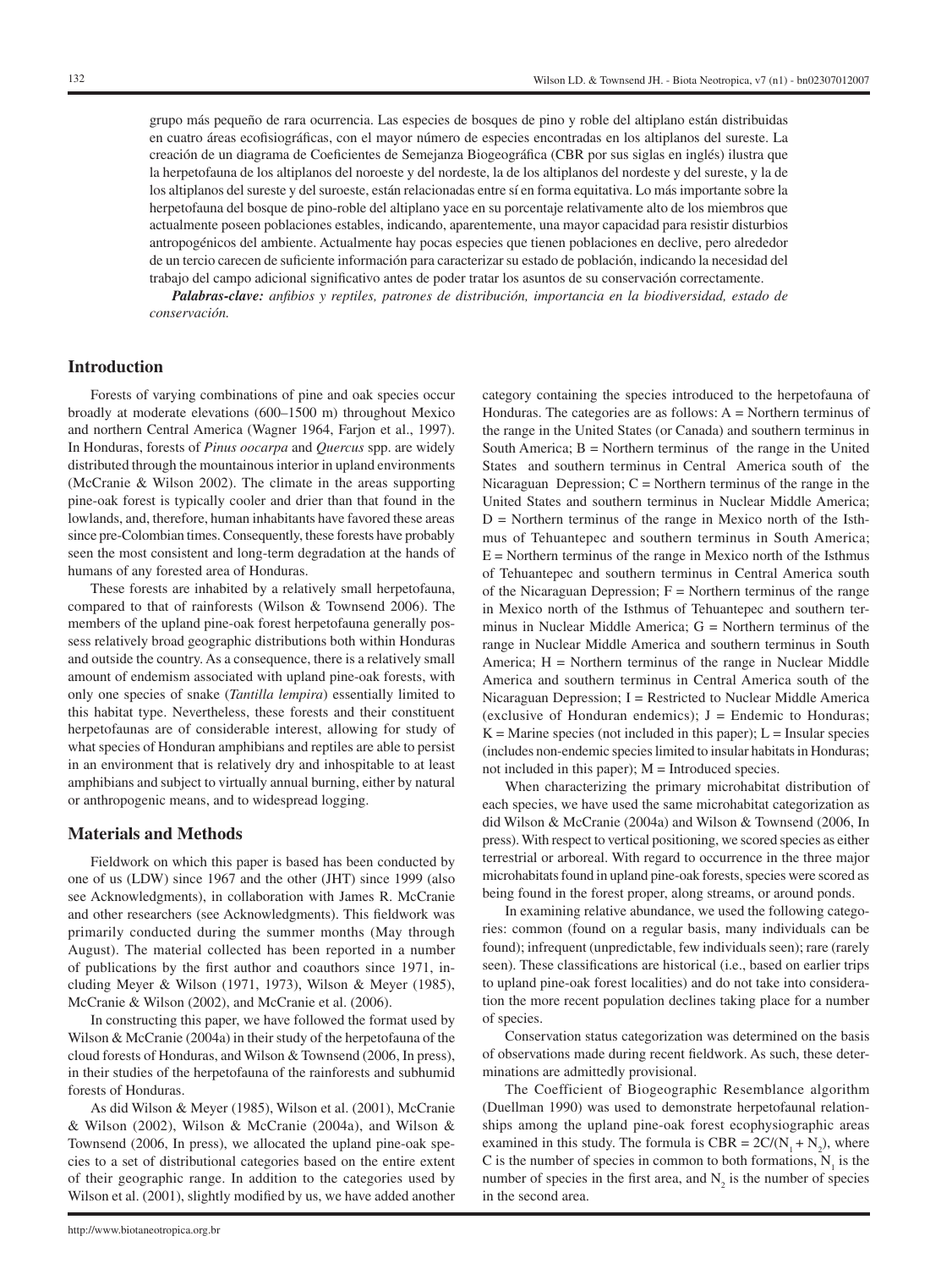grupo más pequeño de rara ocurrencia. Las especies de bosques de pino y roble del altiplano están distribuidas en cuatro áreas ecofisiográficas, con el mayor número de especies encontradas en los altiplanos del sureste. La creación de un diagrama de Coeficientes de Semejanza Biogeográfica (CBR por sus siglas en inglés) ilustra que la herpetofauna de los altiplanos del noroeste y del nordeste, la de los altiplanos del nordeste y del sureste, y la de los altiplanos del sureste y del suroeste, están relacionadas entre sí en forma equitativa. Lo más importante sobre la herpetofauna del bosque de pino-roble del altiplano yace en su porcentaje relativamente alto de los miembros que actualmente poseen poblaciones estables, indicando, aparentemente, una mayor capacidad para resistir disturbios antropogénicos del ambiente. Actualmente hay pocas especies que tienen poblaciones en declive, pero alrededor de un tercio carecen de suficiente información para caracterizar su estado de población, indicando la necesidad del trabajo del campo adicional significativo antes de poder tratar los asuntos de su conservación correctamente.

***Palabras-clave:*** *anfibios y reptiles, patrones de distribución, importancia en la biodiversidad, estado de conservación.*

## Introduction

Forests of varying combinations of pine and oak species occur broadly at moderate elevations (600–1500 m) throughout Mexico and northern Central America (Wagner 1964, Farjon et al., 1997). In Honduras, forests of *Pinus oocarpa* and *Quercus* spp. are widely distributed through the mountainous interior in upland environments (McCranie & Wilson 2002). The climate in the areas supporting pine-oak forest is typically cooler and drier than that found in the lowlands, and, therefore, human inhabitants have favored these areas since pre-Colombian times. Consequently, these forests have probably seen the most consistent and long-term degradation at the hands of humans of any forested area of Honduras.

These forests are inhabited by a relatively small herpetofauna, compared to that of rainforests (Wilson & Townsend 2006). The members of the upland pine-oak forest herpetofauna generally possess relatively broad geographic distributions both within Honduras and outside the country. As a consequence, there is a relatively small amount of endemism associated with upland pine-oak forests, with only one species of snake (*Tantilla lempira*) essentially limited to this habitat type. Nevertheless, these forests and their constituent herpetofaunas are of considerable interest, allowing for study of what species of Honduran amphibians and reptiles are able to persist in an environment that is relatively dry and inhospitable to at least amphibians and subject to virtually annual burning, either by natural or anthropogenic means, and to widespread logging.

## Materials and Methods

Fieldwork on which this paper is based has been conducted by one of us (LDW) since 1967 and the other (JHT) since 1999 (also see Acknowledgments), in collaboration with James R. McCranie and other researchers (see Acknowledgments). This fieldwork was primarily conducted during the summer months (May through August). The material collected has been reported in a number of publications by the first author and coauthors since 1971, including Meyer & Wilson (1971, 1973), Wilson & Meyer (1985), McCranie & Wilson (2002), and McCranie et al. (2006).

In constructing this paper, we have followed the format used by Wilson & McCranie (2004a) in their study of the herpetofauna of the cloud forests of Honduras, and Wilson & Townsend (2006, In press), in their studies of the herpetofauna of the rainforests and subhumid forests of Honduras.

As did Wilson & Meyer (1985), Wilson et al. (2001), McCranie & Wilson (2002), Wilson & McCranie (2004a), and Wilson & Townsend (2006, In press), we allocated the upland pine-oak species to a set of distributional categories based on the entire extent of their geographic range. In addition to the categories used by Wilson et al. (2001), slightly modified by us, we have added another category containing the species introduced to the herpetofauna of Honduras. The categories are as follows: A = Northern terminus of the range in the United States (or Canada) and southern terminus in South America; B = Northern terminus of the range in the United States and southern terminus in Central America south of the Nicaraguan Depression; C = Northern terminus of the range in the United States and southern terminus in Nuclear Middle America; D = Northern terminus of the range in Mexico north of the Isthmus of Tehuantepec and southern terminus in South America; E = Northern terminus of the range in Mexico north of the Isthmus of Tehuantepec and southern terminus in Central America south of the Nicaraguan Depression; F = Northern terminus of the range in Mexico north of the Isthmus of Tehuantepec and southern terminus in Nuclear Middle America; G = Northern terminus of the range in Nuclear Middle America and southern terminus in South America; H = Northern terminus of the range in Nuclear Middle America and southern terminus in Central America south of the Nicaraguan Depression; I = Restricted to Nuclear Middle America (exclusive of Honduran endemics); J = Endemic to Honduras; K = Marine species (not included in this paper); L = Insular species (includes non-endemic species limited to insular habitats in Honduras; not included in this paper); M = Introduced species.

When characterizing the primary microhabitat distribution of each species, we have used the same microhabitat categorization as did Wilson & McCranie (2004a) and Wilson & Townsend (2006, In press). With respect to vertical positioning, we scored species as either terrestrial or arboreal. With regard to occurrence in the three major microhabitats found in upland pine-oak forests, species were scored as being found in the forest proper, along streams, or around ponds.

In examining relative abundance, we used the following categories: common (found on a regular basis, many individuals can be found); infrequent (unpredictable, few individuals seen); rare (rarely seen). These classifications are historical (i.e., based on earlier trips to upland pine-oak forest localities) and do not take into consideration the more recent population declines taking place for a number of species.

Conservation status categorization was determined on the basis of observations made during recent fieldwork. As such, these determinations are admittedly provisional.

The Coefficient of Biogeographic Resemblance algorithm (Duellman 1990) was used to demonstrate herpetofaunal relationships among the upland pine-oak forest ecophysiographic areas examined in this study. The formula is $CBR = 2C/(N_1 + N_2)$, where C is the number of species in common to both formations, $N_1$ is the number of species in the first area, and $N_2$ is the number of species in the second area.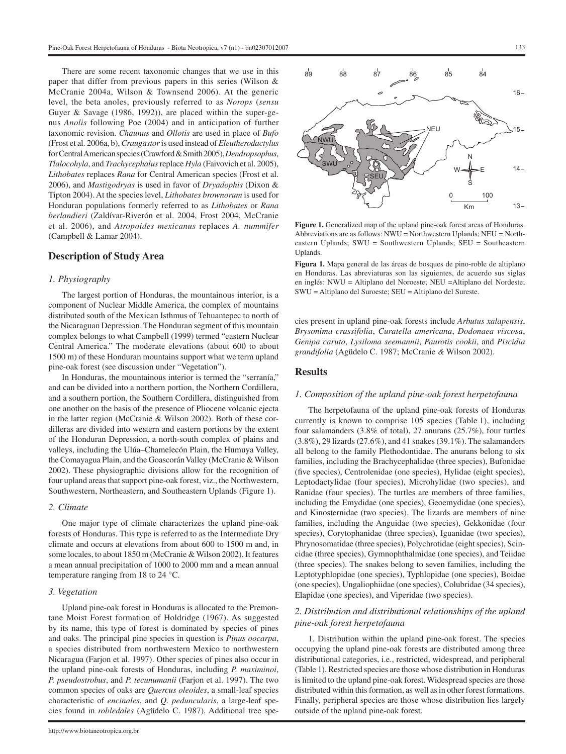There are some recent taxonomic changes that we use in this paper that differ from previous papers in this series (Wilson & McCranie 2004a, Wilson & Townsend 2006). At the generic level, the beta anoles, previously referred to as *Norops* (*sensu* Guyer & Savage (1986, 1992)), are placed within the super-genus *Anolis* following Poe (2004) and in anticipation of further taxonomic revision. *Chaunus* and *Ollotis* are used in place of *Bufo* (Frost et al. 2006a, b), *Craugastor* is used instead of *Eleutherodactylus* for Central American species (Crawford & Smith 2005), *Dendropsophus*, *Tlalocohyla*, and *Trachycephalus* replace *Hyla* (Faivovich et al. 2005), *Lithobates* replaces *Rana* for Central American species (Frost et al. 2006), and *Mastigodryas* is used in favor of *Dryadophis* (Dixon & Tipton 2004). At the species level, *Lithobates brownorum* is used for Honduran populations formerly referred to as *Lithobates* or *Rana berlandieri* (Zaldívar-Riverón et al. 2004, Frost 2004, McCranie et al. 2006), and *Atropoides mexicanus* replaces *A. nummifer* (Campbell & Lamar 2004).

## Description of Study Area

### *1. Physiography*

The largest portion of Honduras, the mountainous interior, is a component of Nuclear Middle America, the complex of mountains distributed south of the Mexican Isthmus of Tehuantepec to north of the Nicaraguan Depression. The Honduran segment of this mountain complex belongs to what Campbell (1999) termed "eastern Nuclear Central America." The moderate elevations (about 600 to about 1500 m) of these Honduran mountains support what we term upland pine-oak forest (see discussion under "Vegetation").

In Honduras, the mountainous interior is termed the "serranía," and can be divided into a northern portion, the Northern Cordillera, and a southern portion, the Southern Cordillera, distinguished from one another on the basis of the presence of Pliocene volcanic ejecta in the latter region (McCranie & Wilson 2002). Both of these cordilleras are divided into western and eastern portions by the extent of the Honduran Depression, a north-south complex of plains and valleys, including the Ulúa–Chamelecón Plain, the Humuya Valley, the Comayagua Plain, and the Goascorán Valley (McCranie & Wilson 2002). These physiographic divisions allow for the recognition of four upland areas that support pine-oak forest, viz., the Northwestern, Southwestern, Northeastern, and Southeastern Uplands (Figure 1).

### *2. Climate*

One major type of climate characterizes the upland pine-oak forests of Honduras. This type is referred to as the Intermediate Dry climate and occurs at elevations from about 600 to 1500 m and, in some locales, to about 1850 m (McCranie & Wilson 2002). It features a mean annual precipitation of 1000 to 2000 mm and a mean annual temperature ranging from 18 to 24 °C.

### *3. Vegetation*

Upland pine-oak forest in Honduras is allocated to the Premontane Moist Forest formation of Holdridge (1967). As suggested by its name, this type of forest is dominated by species of pines and oaks. The principal pine species in question is *Pinus oocarpa*, a species distributed from northwestern Mexico to northwestern Nicaragua (Farjon et al. 1997). Other species of pines also occur in the upland pine-oak forests of Honduras, including *P. maximinoi*, *P. pseudostrobus*, and *P. tecunumanii* (Farjon et al. 1997). The two common species of oaks are *Quercus oleoides*, a small-leaf species characteristic of *encinales*, and *Q. peduncularis*, a large-leaf species found in *robledales* (Agüdelo C. 1987). Additional tree species present in upland pine-oak forests include *Arbutus xalapensis*, *Brysonima crassifolia*, *Curatella americana*, *Dodonaea viscosa*, *Genipa caruto*, *Lysiloma seemannii*, *Paurotis cookii*, and *Piscidia grandifolia* (Agüdelo C. 1987; McCranie *&* Wilson 2002).

**Figure 1.** Generalized map of the upland pine-oak forest areas of Honduras. Abbreviations are as follows: NWU = Northwestern Uplands; NEU = Northeastern Uplands; SWU = Southwestern Uplands; SEU = Southeastern Uplands.

**Figura 1.** Mapa general de las áreas de bosques de pino-roble de altiplano en Honduras. Las abreviaturas son las siguientes, de acuerdo sus siglas en inglés: NWU = Altiplano del Noroeste; NEU =Altiplano del Nordeste; SWU = Altiplano del Suroeste; SEU = Altiplano del Sureste.

## Results

### *1. Composition of the upland pine-oak forest herpetofauna*

The herpetofauna of the upland pine-oak forests of Honduras currently is known to comprise 105 species (Table 1), including four salamanders (3.8% of total), 27 anurans (25.7%), four turtles (3.8%), 29 lizards (27.6%), and 41 snakes (39.1%). The salamanders all belong to the family Plethodontidae. The anurans belong to six families, including the Brachycephalidae (three species), Bufonidae (five species), Centrolenidae (one species), Hylidae (eight species), Leptodactylidae (four species), Microhylidae (two species), and Ranidae (four species). The turtles are members of three families, including the Emydidae (one species), Geoemydidae (one species), and Kinosternidae (two species). The lizards are members of nine families, including the Anguidae (two species), Gekkonidae (four species), Corytophanidae (three species), Iguanidae (two species), Phrynosomatidae (three species), Polychrotidae (eight species), Scincidae (three species), Gymnophthalmidae (one species), and Teiidae (three species). The snakes belong to seven families, including the Leptotyphlopidae (one species), Typhlopidae (one species), Boidae (one species), Ungaliophiidae (one species), Colubridae (34 species), Elapidae (one species), and Viperidae (two species).

### *2. Distribution and distributional relationships of the upland pine-oak forest herpetofauna*

1. Distribution within the upland pine-oak forest. The species occupying the upland pine-oak forests are distributed among three distributional categories, i.e., restricted, widespread, and peripheral (Table 1). Restricted species are those whose distribution in Honduras is limited to the upland pine-oak forest. Widespread species are those distributed within this formation, as well as in other forest formations. Finally, peripheral species are those whose distribution lies largely outside of the upland pine-oak forest.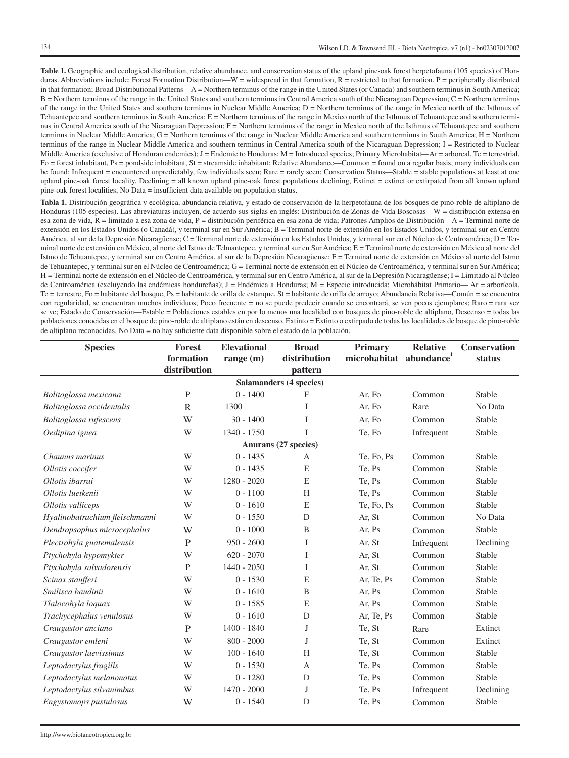**Table 1.** Geographic and ecological distribution, relative abundance, and conservation status of the upland pine-oak forest herpetofauna (105 species) of Honduras. Abbreviations include: Forest Formation Distribution—W = widespread in that formation, R = restricted to that formation, P = peripherally distributed in that formation; Broad Distributional Patterns—A = Northern terminus of the range in the United States (or Canada) and southern terminus in South America; B = Northern terminus of the range in the United States and southern terminus in Central America south of the Nicaraguan Depression; C = Northern terminus of the range in the United States and southern terminus in Nuclear Middle America; D = Northern terminus of the range in Mexico north of the Isthmus of Tehuantepec and southern terminus in South America; E = Northern terminus of the range in Mexico north of the Isthmus of Tehuantepec and southern terminus in Central America south of the Nicaraguan Depression; F = Northern terminus of the range in Mexico north of the Isthmus of Tehuantepec and southern terminus in Nuclear Middle America; G = Northern terminus of the range in Nuclear Middle America and southern terminus in South America; H = Northern terminus of the range in Nuclear Middle America and southern terminus in Central America south of the Nicaraguan Depression; I = Restricted to Nuclear Middle America (exclusive of Honduran endemics); J = Endemic to Honduras; M = Introduced species; Primary Microhabitat—Ar = arboreal, Te = terrestrial, Fo = forest inhabitant, Ps = pondside inhabitant, St = streamside inhabitant; Relative Abundance—Common = found on a regular basis, many individuals can be found; Infrequent = encountered unpredictably, few individuals seen; Rare = rarely seen; Conservation Status—Stable = stable populations at least at one upland pine-oak forest locality, Declining = all known upland pine-oak forest populations declining, Extinct = extinct or extirpated from all known upland pine-oak forest localities, No Data = insufficient data available on population status.

**Tabla 1.** Distribución geográfica y ecológica, abundancia relativa, y estado de conservación de la herpetofauna de los bosques de pino-roble de altiplano de Honduras (105 especies). Las abreviaturas incluyen, de acuerdo sus siglas en inglés: Distribución de Zonas de Vida Boscosas—W = distribución extensa en esa zona de vida, R = limitado a esa zona de vida, P = distribución periférica en esa zona de vida; Patrones Amplios de Distribución—A = Terminal norte de extensión en los Estados Unidos (o Canadá), y terminal sur en Sur América; B = Terminal norte de extensión en los Estados Unidos, y terminal sur en Centro América, al sur de la Depresión Nicaragüense; C = Terminal norte de extensión en los Estados Unidos, y terminal sur en el Núcleo de Centroamérica; D = Terminal norte de extensión en México, al norte del Istmo de Tehuantepec, y terminal sur en Sur América; E = Terminal norte de extensión en México al norte del Istmo de Tehuantepec, y terminal sur en Centro América, al sur de la Depresión Nicaragüense; F = Terminal norte de extensión en México al norte del Istmo de Tehuantepec, y terminal sur en el Núcleo de Centroamérica; G = Terminal norte de extensión en el Núcleo de Centroamérica, y terminal sur en Sur América; H = Terminal norte de extensión en el Núcleo de Centroamérica, y terminal sur en Centro América, al sur de la Depresión Nicaragüense; I = Limitado al Núcleo de Centroamérica (excluyendo las endémicas hondureñas); J = Endémica a Honduras; M = Especie introducida; Microhábitat Primario— Ar = arborícola, Te = terrestre, Fo = habitante del bosque, Ps = habitante de orilla de estanque, St = habitante de orilla de arroyo; Abundancia Relativa—Común = se encuentra con regularidad, se encuentran muchos individuos; Poco frecuente = no se puede predecir cuando se encontrará, se ven pocos ejemplares; Raro = rara vez se ve; Estado de Conservación—Estable = Poblaciones estables en por lo menos una localidad con bosques de pino-roble de altiplano, Descenso = todas las poblaciones conocidas en el bosque de pino-roble de altiplano están en descenso, Extinto = Extinto o extirpado de todas las localidades de bosque de pino-roble de altiplano reconocidas, No Data = no hay suficiente data disponible sobre el estado de la población.

| Species | Forest formation distribution | Elevational range (m) | Broad distribution pattern | Primary microhabitat | Relative abundance[1] | Conservation status |
|---|---|---|---|---|---|---|
| **Salamanders (4 species)** | | | | | | |
| *Bolitoglossa mexicana* | P | 0 - 1400 | F | Ar, Fo | Common | Stable |
| *Bolitoglossa occidentalis* | R | 1300 | I | Ar, Fo | Rare | No Data |
| *Bolitoglossa rufescens* | W | 30 - 1400 | I | Ar, Fo | Common | Stable |
| *Oedipina ignea* | W | 1340 - 1750 | I | Te, Fo | Infrequent | Stable |
| **Anurans (27 species)** | | | | | | |
| *Chaunus marinus* | W | 0 - 1435 | A | Te, Fo, Ps | Common | Stable |
| *Ollotis coccifer* | W | 0 - 1435 | E | Te, Ps | Common | Stable |
| *Ollotis ibarrai* | W | 1280 - 2020 | E | Te, Ps | Common | Stable |
| *Ollotis luetkenii* | W | 0 - 1100 | H | Te, Ps | Common | Stable |
| *Ollotis valliceps* | W | 0 - 1610 | E | Te, Fo, Ps | Common | Stable |
| *Hyalinobatrachium fleischmanni* | W | 0 - 1550 | D | Ar, St | Common | No Data |
| *Dendropsophus microcephalus* | W | 0 - 1000 | B | Ar, Ps | Common | Stable |
| *Plectrohyla guatemalensis* | P | 950 - 2600 | I | Ar, St | Infrequent | Declining |
| *Ptychohyla hypomykter* | W | 620 - 2070 | I | Ar, St | Common | Stable |
| *Ptychohyla salvadorensis* | P | 1440 - 2050 | I | Ar, St | Common | Stable |
| *Scinax staufferi* | W | 0 - 1530 | E | Ar, Te, Ps | Common | Stable |
| *Smilisca baudinii* | W | 0 - 1610 | B | Ar, Ps | Common | Stable |
| *Tlalocohyla loquax* | W | 0 - 1585 | E | Ar, Ps | Common | Stable |
| *Trachycephalus venulosus* | W | 0 - 1610 | D | Ar, Te, Ps | Common | Stable |
| *Craugastor anciano* | P | 1400 - 1840 | J | Te, St | Rare | Extinct |
| *Craugastor emleni* | W | 800 - 2000 | J | Te, St | Common | Extinct |
| *Craugastor laevissimus* | W | 100 - 1640 | H | Te, St | Common | Stable |
| *Leptodactylus fragilis* | W | 0 - 1530 | A | Te, Ps | Common | Stable |
| *Leptodactylus melanonotus* | W | 0 - 1280 | D | Te, Ps | Common | Stable |
| *Leptodactylus silvanimbus* | W | 1470 - 2000 | J | Te, Ps | Infrequent | Declining |
| *Engystomops pustulosus* | W | 0 - 1540 | D | Te, Ps | Common | Stable |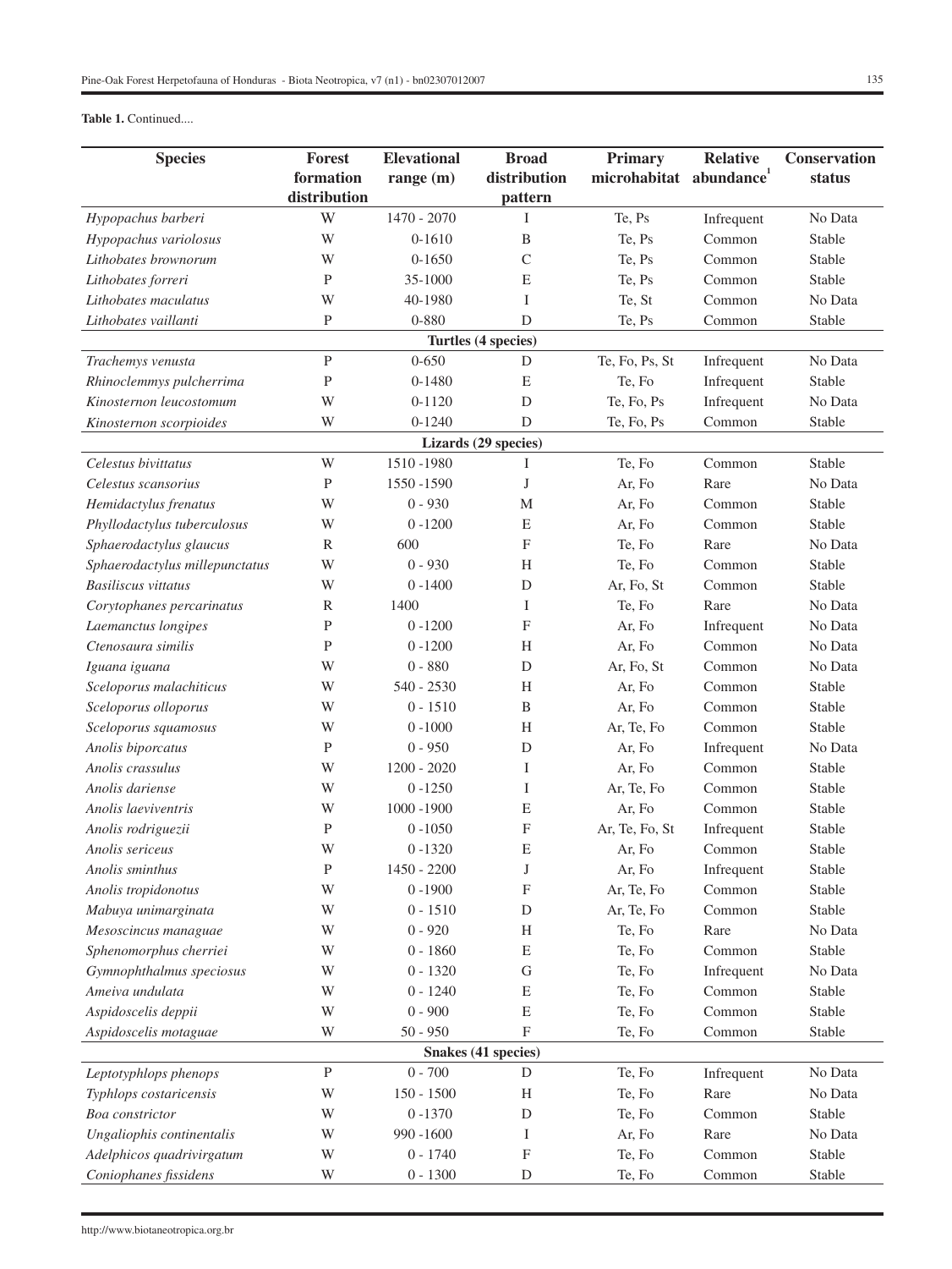**Table 1.** Continued....

| Species | Forest formation distribution | Elevational range (m) | Broad distribution pattern | Primary microhabitat | Relative abundance[1] | Conservation status |
|---|---|---|---|---|---|---|
| *Hypopachus barberi* | W | 1470 - 2070 | I | Te, Ps | Infrequent | No Data |
| *Hypopachus variolosus* | W | 0-1610 | B | Te, Ps | Common | Stable |
| *Lithobates brownorum* | W | 0-1650 | C | Te, Ps | Common | Stable |
| *Lithobates forreri* | P | 35-1000 | E | Te, Ps | Common | Stable |
| *Lithobates maculatus* | W | 40-1980 | I | Te, St | Common | No Data |
| *Lithobates vaillanti* | P | 0-880 | D | Te, Ps | Common | Stable |
| **Turtles (4 species)** | | | | | | |
| *Trachemys venusta* | P | 0-650 | D | Te, Fo, Ps, St | Infrequent | No Data |
| *Rhinoclemmys pulcherrima* | P | 0-1480 | E | Te, Fo | Infrequent | Stable |
| *Kinosternon leucostomum* | W | 0-1120 | D | Te, Fo, Ps | Infrequent | No Data |
| *Kinosternon scorpioides* | W | 0-1240 | D | Te, Fo, Ps | Common | Stable |
| **Lizards (29 species)** | | | | | | |
| *Celestus bivittatus* | W | 1510 -1980 | I | Te, Fo | Common | Stable |
| *Celestus scansorius* | P | 1550 -1590 | J | Ar, Fo | Rare | No Data |
| *Hemidactylus frenatus* | W | 0 - 930 | M | Ar, Fo | Common | Stable |
| *Phyllodactylus tuberculosus* | W | 0 -1200 | E | Ar, Fo | Common | Stable |
| *Sphaerodactylus glaucus* | R | 600 | F | Te, Fo | Rare | No Data |
| *Sphaerodactylus millepunctatus* | W | 0 - 930 | H | Te, Fo | Common | Stable |
| *Basiliscus vittatus* | W | 0 -1400 | D | Ar, Fo, St | Common | Stable |
| *Corytophanes percarinatus* | R | 1400 | I | Te, Fo | Rare | No Data |
| *Laemanctus longipes* | P | 0 -1200 | F | Ar, Fo | Infrequent | No Data |
| *Ctenosaura similis* | P | 0 -1200 | H | Ar, Fo | Common | No Data |
| *Iguana iguana* | W | 0 - 880 | D | Ar, Fo, St | Common | No Data |
| *Sceloporus malachiticus* | W | 540 - 2530 | H | Ar, Fo | Common | Stable |
| *Sceloporus olloporus* | W | 0 - 1510 | B | Ar, Fo | Common | Stable |
| *Sceloporus squamosus* | W | 0 -1000 | H | Ar, Te, Fo | Common | Stable |
| *Anolis biporcatus* | P | 0 - 950 | D | Ar, Fo | Infrequent | No Data |
| *Anolis crassulus* | W | 1200 - 2020 | I | Ar, Fo | Common | Stable |
| *Anolis dariense* | W | 0 -1250 | I | Ar, Te, Fo | Common | Stable |
| *Anolis laeviventris* | W | 1000 -1900 | E | Ar, Fo | Common | Stable |
| *Anolis rodriguezii* | P | 0 -1050 | F | Ar, Te, Fo, St | Infrequent | Stable |
| *Anolis sericeus* | W | 0 -1320 | E | Ar, Fo | Common | Stable |
| *Anolis sminthus* | P | 1450 - 2200 | J | Ar, Fo | Infrequent | Stable |
| *Anolis tropidonotus* | W | 0 -1900 | F | Ar, Te, Fo | Common | Stable |
| *Mabuya unimarginata* | W | 0 - 1510 | D | Ar, Te, Fo | Common | Stable |
| *Mesoscincus managuae* | W | 0 - 920 | H | Te, Fo | Rare | No Data |
| *Sphenomorphus cherriei* | W | 0 - 1860 | E | Te, Fo | Common | Stable |
| *Gymnophthalmus speciosus* | W | 0 - 1320 | G | Te, Fo | Infrequent | No Data |
| *Ameiva undulata* | W | 0 - 1240 | E | Te, Fo | Common | Stable |
| *Aspidoscelis deppii* | W | 0 - 900 | E | Te, Fo | Common | Stable |
| *Aspidoscelis motaguae* | W | 50 - 950 | F | Te, Fo | Common | Stable |
| **Snakes (41 species)** | | | | | | |
| *Leptotyphlops phenops* | P | 0 - 700 | D | Te, Fo | Infrequent | No Data |
| *Typhlops costaricensis* | W | 150 - 1500 | H | Te, Fo | Rare | No Data |
| *Boa constrictor* | W | 0 -1370 | D | Te, Fo | Common | Stable |
| *Ungaliophis continentalis* | W | 990 -1600 | I | Ar, Fo | Rare | No Data |
| *Adelphicos quadrivirgatum* | W | 0 - 1740 | F | Te, Fo | Common | Stable |
| *Coniophanes fissidens* | W | 0 - 1300 | D | Te, Fo | Common | Stable |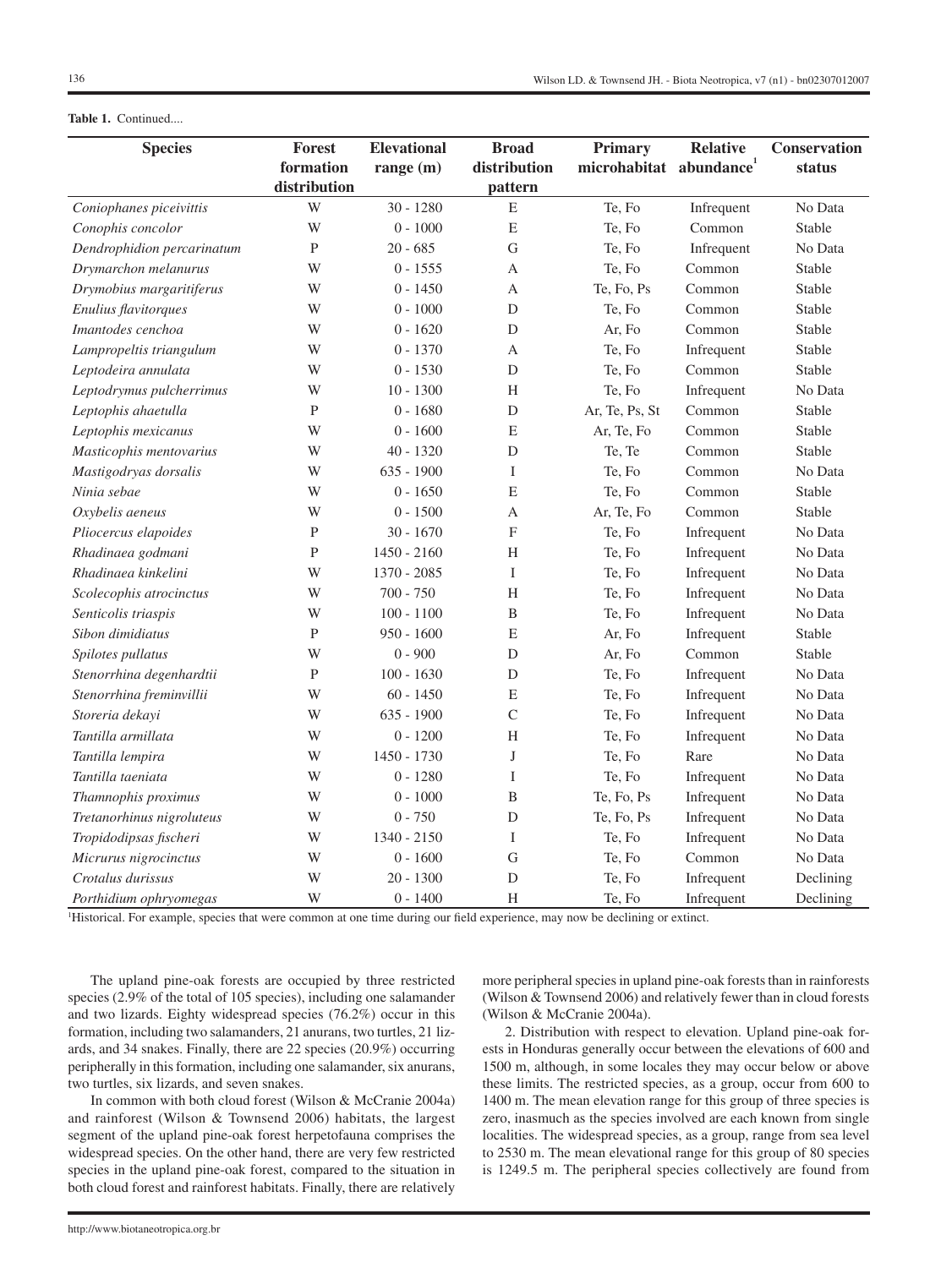**Table 1.** Continued....

| Species | Forest formation distribution | Elevational range (m) | Broad distribution pattern | Primary microhabitat | Relative abundance[1] | Conservation status |
|---|---|---|---|---|---|---|
| *Coniophanes piceivittis* | W | 30 - 1280 | E | Te, Fo | Infrequent | No Data |
| *Conophis concolor* | W | 0 - 1000 | E | Te, Fo | Common | Stable |
| *Dendrophidion percarinatum* | P | 20 - 685 | G | Te, Fo | Infrequent | No Data |
| *Drymarchon melanurus* | W | 0 - 1555 | A | Te, Fo | Common | Stable |
| *Drymobius margaritiferus* | W | 0 - 1450 | A | Te, Fo, Ps | Common | Stable |
| *Enulius flavitorques* | W | 0 - 1000 | D | Te, Fo | Common | Stable |
| *Imantodes cenchoa* | W | 0 - 1620 | D | Ar, Fo | Common | Stable |
| *Lampropeltis triangulum* | W | 0 - 1370 | A | Te, Fo | Infrequent | Stable |
| *Leptodeira annulata* | W | 0 - 1530 | D | Te, Fo | Common | Stable |
| *Leptodrymus pulcherrimus* | W | 10 - 1300 | H | Te, Fo | Infrequent | No Data |
| *Leptophis ahaetulla* | P | 0 - 1680 | D | Ar, Te, Ps, St | Common | Stable |
| *Leptophis mexicanus* | W | 0 - 1600 | E | Ar, Te, Fo | Common | Stable |
| *Masticophis mentovarius* | W | 40 - 1320 | D | Te, Te | Common | Stable |
| *Mastigodryas dorsalis* | W | 635 - 1900 | I | Te, Fo | Common | No Data |
| *Ninia sebae* | W | 0 - 1650 | E | Te, Fo | Common | Stable |
| *Oxybelis aeneus* | W | 0 - 1500 | A | Ar, Te, Fo | Common | Stable |
| *Pliocercus elapoides* | P | 30 - 1670 | F | Te, Fo | Infrequent | No Data |
| *Rhadinaea godmani* | P | 1450 - 2160 | H | Te, Fo | Infrequent | No Data |
| *Rhadinaea kinkelini* | W | 1370 - 2085 | I | Te, Fo | Infrequent | No Data |
| *Scolecophis atrocinctus* | W | 700 - 750 | H | Te, Fo | Infrequent | No Data |
| *Senticolis triaspis* | W | 100 - 1100 | B | Te, Fo | Infrequent | No Data |
| *Sibon dimidiatus* | P | 950 - 1600 | E | Ar, Fo | Infrequent | Stable |
| *Spilotes pullatus* | W | 0 - 900 | D | Ar, Fo | Common | Stable |
| *Stenorrhina degenhardtii* | P | 100 - 1630 | D | Te, Fo | Infrequent | No Data |
| *Stenorrhina freminvillii* | W | 60 - 1450 | E | Te, Fo | Infrequent | No Data |
| *Storeria dekayi* | W | 635 - 1900 | C | Te, Fo | Infrequent | No Data |
| *Tantilla armillata* | W | 0 - 1200 | H | Te, Fo | Infrequent | No Data |
| *Tantilla lempira* | W | 1450 - 1730 | J | Te, Fo | Rare | No Data |
| *Tantilla taeniata* | W | 0 - 1280 | I | Te, Fo | Infrequent | No Data |
| *Thamnophis proximus* | W | 0 - 1000 | B | Te, Fo, Ps | Infrequent | No Data |
| *Tretanorhinus nigroluteus* | W | 0 - 750 | D | Te, Fo, Ps | Infrequent | No Data |
| *Tropidodipsas fischeri* | W | 1340 - 2150 | I | Te, Fo | Infrequent | No Data |
| *Micrurus nigrocinctus* | W | 0 - 1600 | G | Te, Fo | Common | No Data |
| *Crotalus durissus* | W | 20 - 1300 | D | Te, Fo | Infrequent | Declining |
| *Porthidium ophryomegas* | W | 0 - 1400 | H | Te, Fo | Infrequent | Declining |

[1]Historical. For example, species that were common at one time during our field experience, may now be declining or extinct.

The upland pine-oak forests are occupied by three restricted species (2.9% of the total of 105 species), including one salamander and two lizards. Eighty widespread species (76.2%) occur in this formation, including two salamanders, 21 anurans, two turtles, 21 lizards, and 34 snakes. Finally, there are 22 species (20.9%) occurring peripherally in this formation, including one salamander, six anurans, two turtles, six lizards, and seven snakes.

In common with both cloud forest (Wilson & McCranie 2004a) and rainforest (Wilson & Townsend 2006) habitats, the largest segment of the upland pine-oak forest herpetofauna comprises the widespread species. On the other hand, there are very few restricted species in the upland pine-oak forest, compared to the situation in both cloud forest and rainforest habitats. Finally, there are relatively more peripheral species in upland pine-oak forests than in rainforests (Wilson & Townsend 2006) and relatively fewer than in cloud forests (Wilson & McCranie 2004a).

2. Distribution with respect to elevation. Upland pine-oak forests in Honduras generally occur between the elevations of 600 and 1500 m, although, in some locales they may occur below or above these limits. The restricted species, as a group, occur from 600 to 1400 m. The mean elevation range for this group of three species is zero, inasmuch as the species involved are each known from single localities. The widespread species, as a group, range from sea level to 2530 m. The mean elevational range for this group of 80 species is 1249.5 m. The peripheral species collectively are found from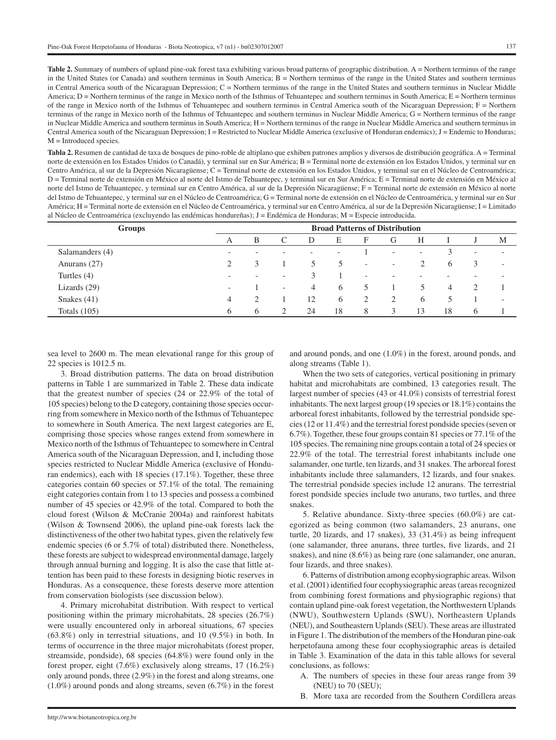**Table 2.** Summary of numbers of upland pine-oak forest taxa exhibiting various broad patterns of geographic distribution. A = Northern terminus of the range in the United States (or Canada) and southern terminus in South America; B = Northern terminus of the range in the United States and southern terminus in Central America south of the Nicaraguan Depression; C = Northern terminus of the range in the United States and southern terminus in Nuclear Middle America; D = Northern terminus of the range in Mexico north of the Isthmus of Tehuantepec and southern terminus in South America; E = Northern terminus of the range in Mexico north of the Isthmus of Tehuantepec and southern terminus in Central America south of the Nicaraguan Depression; F = Northern terminus of the range in Mexico north of the Isthmus of Tehuantepec and southern terminus in Nuclear Middle America; G = Northern terminus of the range in Nuclear Middle America and southern terminus in South America; H = Northern terminus of the range in Nuclear Middle America and southern terminus in Central America south of the Nicaraguan Depression; I = Restricted to Nuclear Middle America (exclusive of Honduran endemics); J = Endemic to Honduras; M = Introduced species.

**Tabla 2.** Resumen de cantidad de taxa de bosques de pino-roble de altiplano que exhiben patrones amplios y diversos de distribución geográfica. A = Terminal norte de extensión en los Estados Unidos (o Canadá), y terminal sur en Sur América; B = Terminal norte de extensión en los Estados Unidos, y terminal sur en Centro América, al sur de la Depresión Nicaragüense; C = Terminal norte de extensión en los Estados Unidos, y terminal sur en el Núcleo de Centroamérica; D = Terminal norte de extensión en México al norte del Istmo de Tehuantepec, y terminal sur en Sur América; E = Terminal norte de extensión en México al norte del Istmo de Tehuantepec, y terminal sur en Centro América, al sur de la Depresión Nicaragüense; F = Terminal norte de extensión en México al norte del Istmo de Tehuantepec, y terminal sur en el Núcleo de Centroamérica; G = Terminal norte de extensión en el Núcleo de Centroamérica, y terminal sur en Sur América; H = Terminal norte de extensión en el Núcleo de Centroamérica, y terminal sur en Centro América, al sur de la Depresión Nicaragüense; I = Limitado al Núcleo de Centroamérica (excluyendo las endémicas hondureñas); J = Endémica de Honduras; M = Especie introducida.

| Groups | Broad Patterns of Distribution | | | | | | | | | | |
|---|---|---|---|---|---|---|---|---|---|---|---|
| | A | B | C | D | E | F | G | H | I | J | M |
| Salamanders (4) | - | - | - | - | - | 1 | - | - | 3 | - | - |
| Anurans (27) | 2 | 3 | 1 | 5 | 5 | - | - | 2 | 6 | 3 | - |
| Turtles (4) | - | - | - | 3 | 1 | - | - | - | - | - | - |
| Lizards (29) | - | 1 | - | 4 | 6 | 5 | 1 | 5 | 4 | 2 | 1 |
| Snakes (41) | 4 | 2 | 1 | 12 | 6 | 2 | 2 | 6 | 5 | 1 | - |
| Totals (105) | 6 | 6 | 2 | 24 | 18 | 8 | 3 | 13 | 18 | 6 | 1 |

sea level to 2600 m. The mean elevational range for this group of 22 species is 1012.5 m.

3. Broad distribution patterns. The data on broad distribution patterns in Table 1 are summarized in Table 2. These data indicate that the greatest number of species (24 or 22.9% of the total of 105 species) belong to the D category, containing those species occurring from somewhere in Mexico north of the Isthmus of Tehuantepec to somewhere in South America. The next largest categories are E, comprising those species whose ranges extend from somewhere in Mexico north of the Isthmus of Tehuantepec to somewhere in Central America south of the Nicaraguan Depression, and I, including those species restricted to Nuclear Middle America (exclusive of Honduran endemics), each with 18 species (17.1%). Together, these three categories contain 60 species or 57.1% of the total. The remaining eight categories contain from 1 to 13 species and possess a combined number of 45 species or 42.9% of the total. Compared to both the cloud forest (Wilson & McCranie 2004a) and rainforest habitats (Wilson & Townsend 2006), the upland pine-oak forests lack the distinctiveness of the other two habitat types, given the relatively few endemic species (6 or 5.7% of total) distributed there. Nonetheless, these forests are subject to widespread environmental damage, largely through annual burning and logging. It is also the case that little attention has been paid to these forests in designing biotic reserves in Honduras. As a consequence, these forests deserve more attention from conservation biologists (see discussion below).

4. Primary microhabitat distribution. With respect to vertical positioning within the primary microhabitats, 28 species (26.7%) were usually encountered only in arboreal situations, 67 species (63.8%) only in terrestrial situations, and 10 (9.5%) in both. In terms of occurrence in the three major microhabitats (forest proper, streamside, pondside), 68 species (64.8%) were found only in the forest proper, eight (7.6%) exclusively along streams, 17 (16.2%) only around ponds, three (2.9%) in the forest and along streams, one (1.0%) around ponds and along streams, seven (6.7%) in the forest and around ponds, and one (1.0%) in the forest, around ponds, and along streams (Table 1).

When the two sets of categories, vertical positioning in primary habitat and microhabitats are combined, 13 categories result. The largest number of species (43 or 41.0%) consists of terrestrial forest inhabitants. The next largest group (19 species or 18.1%) contains the arboreal forest inhabitants, followed by the terrestrial pondside species (12 or 11.4%) and the terrestrial forest pondside species (seven or 6.7%). Together, these four groups contain 81 species or 77.1% of the 105 species. The remaining nine groups contain a total of 24 species or 22.9% of the total. The terrestrial forest inhabitants include one salamander, one turtle, ten lizards, and 31 snakes. The arboreal forest inhabitants include three salamanders, 12 lizards, and four snakes. The terrestrial pondside species include 12 anurans. The terrestrial forest pondside species include two anurans, two turtles, and three snakes.

5. Relative abundance. Sixty-three species (60.0%) are categorized as being common (two salamanders, 23 anurans, one turtle, 20 lizards, and 17 snakes), 33 (31.4%) as being infrequent (one salamander, three anurans, three turtles, five lizards, and 21 snakes), and nine (8.6%) as being rare (one salamander, one anuran, four lizards, and three snakes).

6. Patterns of distribution among ecophysiographic areas. Wilson et al. (2001) identified four ecophysiographic areas (areas recognized from combining forest formations and physiographic regions) that contain upland pine-oak forest vegetation, the Northwestern Uplands (NWU), Southwestern Uplands (SWU), Northeastern Uplands (NEU), and Southeastern Uplands (SEU). These areas are illustrated in Figure 1. The distribution of the members of the Honduran pine-oak herpetofauna among these four ecophysiographic areas is detailed in Table 3. Examination of the data in this table allows for several conclusions, as follows:

A. The numbers of species in these four areas range from 39 (NEU) to 70 (SEU);
B. More taxa are recorded from the Southern Cordillera areas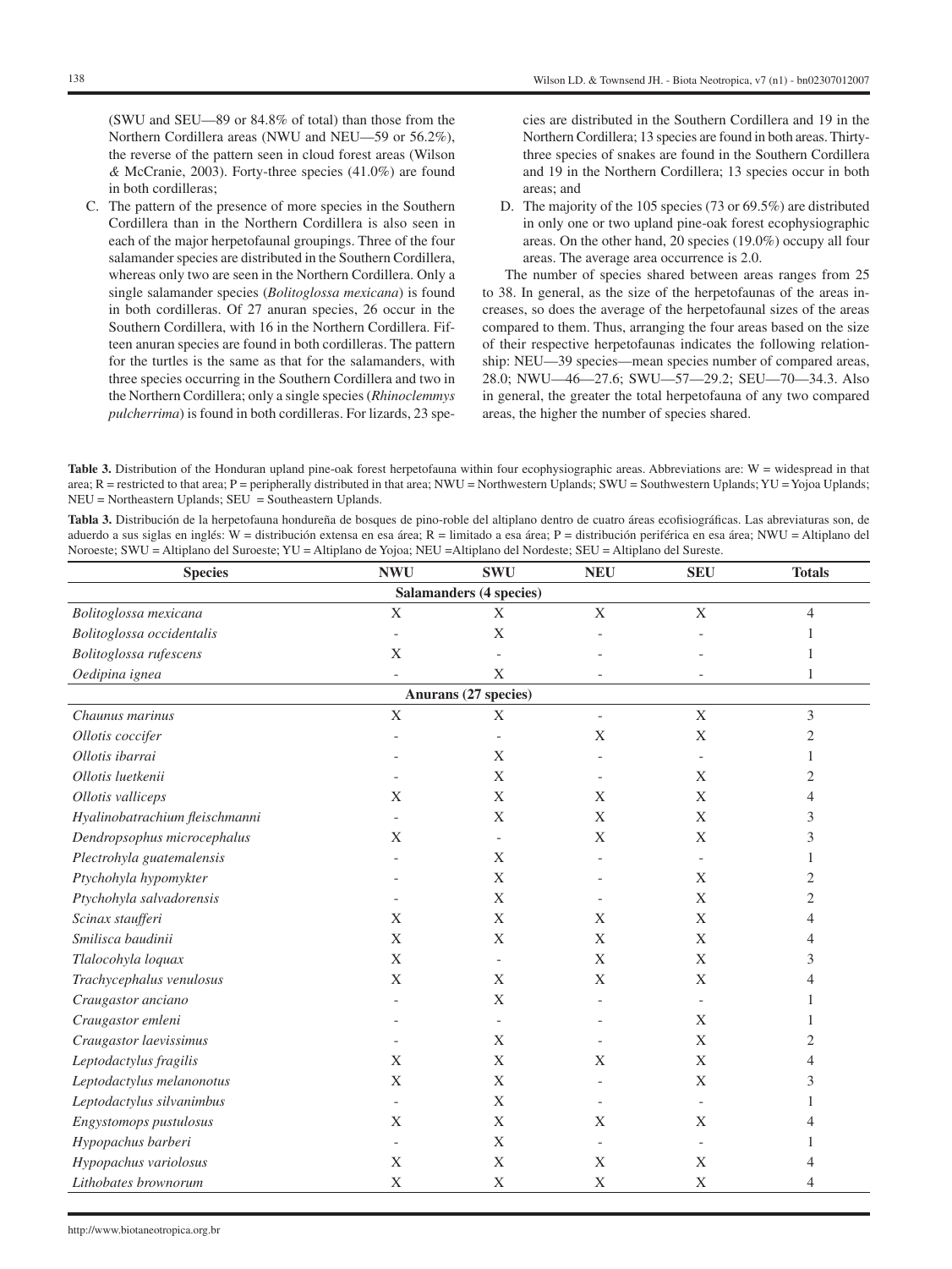(SWU and SEU—89 or 84.8% of total) than those from the Northern Cordillera areas (NWU and NEU—59 or 56.2%), the reverse of the pattern seen in cloud forest areas (Wilson & McCranie, 2003). Forty-three species (41.0%) are found in both cordilleras;

C. The pattern of the presence of more species in the Southern Cordillera than in the Northern Cordillera is also seen in each of the major herpetofaunal groupings. Three of the four salamander species are distributed in the Southern Cordillera, whereas only two are seen in the Northern Cordillera. Only a single salamander species (*Bolitoglossa mexicana*) is found in both cordilleras. Of 27 anuran species, 26 occur in the Southern Cordillera, with 16 in the Northern Cordillera. Fifteen anuran species are found in both cordilleras. The pattern for the turtles is the same as that for the salamanders, with three species occurring in the Southern Cordillera and two in the Northern Cordillera; only a single species (*Rhinoclemmys pulcherrima*) is found in both cordilleras. For lizards, 23 species are distributed in the Southern Cordillera and 19 in the Northern Cordillera; 13 species are found in both areas. Thirty-three species of snakes are found in the Southern Cordillera and 19 in the Northern Cordillera; 13 species occur in both areas; and

D. The majority of the 105 species (73 or 69.5%) are distributed in only one or two upland pine-oak forest ecophysiographic areas. On the other hand, 20 species (19.0%) occupy all four areas. The average area occurrence is 2.0.

The number of species shared between areas ranges from 25 to 38. In general, as the size of the herpetofaunas of the areas increases, so does the average of the herpetofaunal sizes of the areas compared to them. Thus, arranging the four areas based on the size of their respective herpetofaunas indicates the following relationship: NEU—39 species—mean species number of compared areas, 28.0; NWU—46—27.6; SWU—57—29.2; SEU—70—34.3. Also in general, the greater the total herpetofauna of any two compared areas, the higher the number of species shared.

**Table 3.** Distribution of the Honduran upland pine-oak forest herpetofauna within four ecophysiographic areas. Abbreviations are: W = widespread in that area; R = restricted to that area; P = peripherally distributed in that area; NWU = Northwestern Uplands; SWU = Southwestern Uplands; YU = Yojoa Uplands; NEU = Northeastern Uplands; SEU = Southeastern Uplands.

**Tabla 3.** Distribución de la herpetofauna hondureña de bosques de pino-roble del altiplano dentro de cuatro áreas ecofisiográficas. Las abreviaturas son, de aduerdo a sus siglas en inglés: W = distribución extensa en esa área; R = limitado a esa área; P = distribución periférica en esa área; NWU = Altiplano del Noroeste; SWU = Altiplano del Suroeste; YU = Altiplano de Yojoa; NEU =Altiplano del Nordeste; SEU = Altiplano del Sureste.

| Species | NWU | SWU | NEU | SEU | Totals |
|---|---|---|---|---|---|
| **Salamanders (4 species)** | | | | | |
| *Bolitoglossa mexicana* | X | X | X | X | 4 |
| *Bolitoglossa occidentalis* | - | X | - | - | 1 |
| *Bolitoglossa rufescens* | X | - | - | - | 1 |
| *Oedipina ignea* | - | X | - | - | 1 |
| **Anurans (27 species)** | | | | | |
| *Chaunus marinus* | X | X | - | X | 3 |
| *Ollotis coccifer* | - | - | X | X | 2 |
| *Ollotis ibarrai* | - | X | - | - | 1 |
| *Ollotis luetkenii* | - | X | - | X | 2 |
| *Ollotis valliceps* | X | X | X | X | 4 |
| *Hyalinobatrachium fleischmanni* | - | X | X | X | 3 |
| *Dendropsophus microcephalus* | X | - | X | X | 3 |
| *Plectrohyla guatemalensis* | - | X | - | - | 1 |
| *Ptychohyla hypomykter* | - | X | - | X | 2 |
| *Ptychohyla salvadorensis* | - | X | - | X | 2 |
| *Scinax staufferi* | X | X | X | X | 4 |
| *Smilisca baudinii* | X | X | X | X | 4 |
| *Tlalocohyla loquax* | X | - | X | X | 3 |
| *Trachycephalus venulosus* | X | X | X | X | 4 |
| *Craugastor anciano* | - | X | - | - | 1 |
| *Craugastor emleni* | - | - | - | X | 1 |
| *Craugastor laevissimus* | - | X | - | X | 2 |
| *Leptodactylus fragilis* | X | X | X | X | 4 |
| *Leptodactylus melanonotus* | X | X | - | X | 3 |
| *Leptodactylus silvanimbus* | - | X | - | - | 1 |
| *Engystomops pustulosus* | X | X | X | X | 4 |
| *Hypopachus barberi* | - | X | - | - | 1 |
| *Hypopachus variolosus* | X | X | X | X | 4 |
| *Lithobates brownorum* | X | X | X | X | 4 |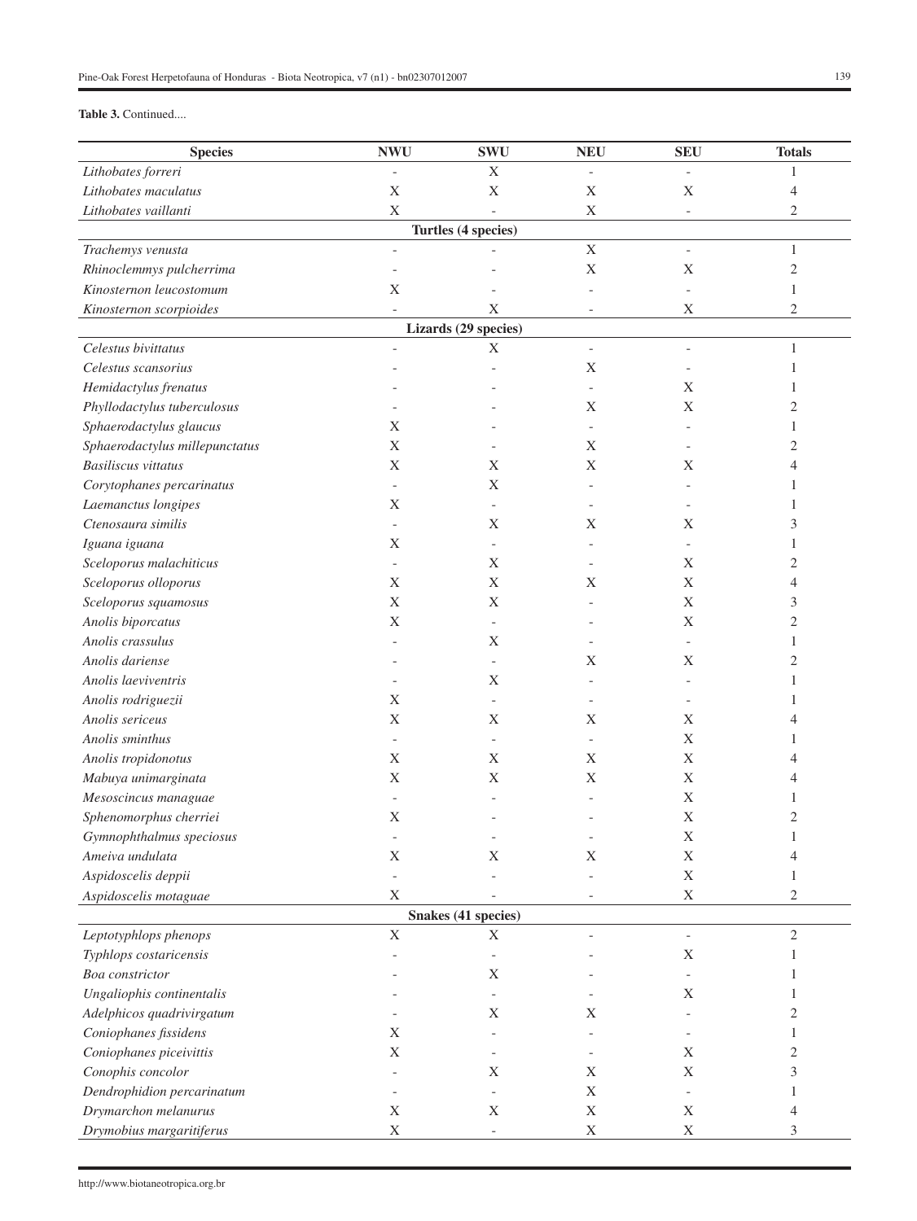**Table 3.** Continued....

| Species | NWU | SWU | NEU | SEU | Totals |
|---|---|---|---|---|---|
| *Lithobates forreri* | - | X | - | - | 1 |
| *Lithobates maculatus* | X | X | X | X | 4 |
| *Lithobates vaillanti* | X | - | X | - | 2 |
| **Turtles (4 species)** | | | | | |
| *Trachemys venusta* | - | - | X | - | 1 |
| *Rhinoclemmys pulcherrima* | - | - | X | X | 2 |
| *Kinosternon leucostomum* | X | - | - | - | 1 |
| *Kinosternon scorpioides* | - | X | - | X | 2 |
| **Lizards (29 species)** | | | | | |
| *Celestus bivittatus* | - | X | - | - | 1 |
| *Celestus scansorius* | - | - | X | - | 1 |
| *Hemidactylus frenatus* | - | - | - | X | 1 |
| *Phyllodactylus tuberculosus* | - | - | X | X | 2 |
| *Sphaerodactylus glaucus* | X | - | - | - | 1 |
| *Sphaerodactylus millepunctatus* | X | - | X | - | 2 |
| *Basiliscus vittatus* | X | X | X | X | 4 |
| *Corytophanes percarinatus* | - | X | - | - | 1 |
| *Laemanctus longipes* | X | - | - | - | 1 |
| *Ctenosaura similis* | - | X | X | X | 3 |
| *Iguana iguana* | X | - | - | - | 1 |
| *Sceloporus malachiticus* | - | X | - | X | 2 |
| *Sceloporus olloporus* | X | X | X | X | 4 |
| *Sceloporus squamosus* | X | X | - | X | 3 |
| *Anolis biporcatus* | X | - | - | X | 2 |
| *Anolis crassulus* | - | X | - | - | 1 |
| *Anolis dariense* | - | - | X | X | 2 |
| *Anolis laeviventris* | - | X | - | - | 1 |
| *Anolis rodriguezii* | X | - | - | - | 1 |
| *Anolis sericeus* | X | X | X | X | 4 |
| *Anolis sminthus* | - | - | - | X | 1 |
| *Anolis tropidonotus* | X | X | X | X | 4 |
| *Mabuya unimarginata* | X | X | X | X | 4 |
| *Mesoscincus managuae* | - | - | - | X | 1 |
| *Sphenomorphus cherriei* | X | - | - | X | 2 |
| *Gymnophthalmus speciosus* | - | - | - | X | 1 |
| *Ameiva undulata* | X | X | X | X | 4 |
| *Aspidoscelis deppii* | - | - | - | X | 1 |
| *Aspidoscelis motaguae* | X | - | - | X | 2 |
| **Snakes (41 species)** | | | | | |
| *Leptotyphlops phenops* | X | X | - | - | 2 |
| *Typhlops costaricensis* | - | - | - | X | 1 |
| *Boa constrictor* | - | X | - | - | 1 |
| *Ungaliophis continentalis* | - | - | - | X | 1 |
| *Adelphicos quadrivirgatum* | - | X | X | - | 2 |
| *Coniophanes fissidens* | X | - | - | - | 1 |
| *Coniophanes piceivittis* | X | - | - | X | 2 |
| *Conophis concolor* | - | X | X | X | 3 |
| *Dendrophidion percarinatum* | - | - | X | - | 1 |
| *Drymarchon melanurus* | X | X | X | X | 4 |
| *Drymobius margaritiferus* | X | - | X | X | 3 |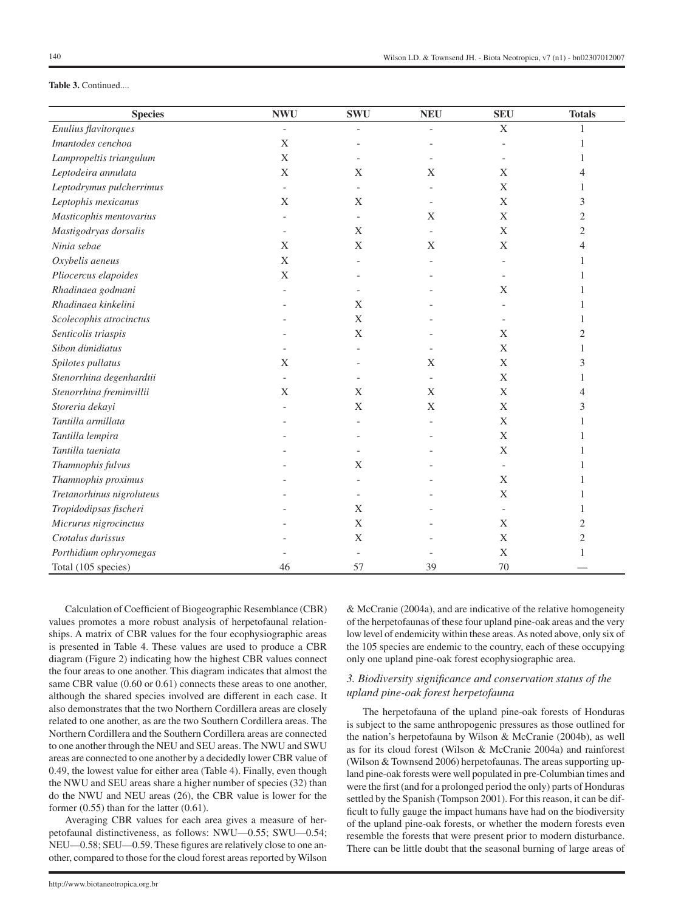**Table 3.** Continued....

| Species | NWU | SWU | NEU | SEU | Totals |
|---|---|---|---|---|---|
| *Enulius flavitorques* | - | - | - | X | 1 |
| *Imantodes cenchoa* | X | - | - | - | 1 |
| *Lampropeltis triangulum* | X | - | - | - | 1 |
| *Leptodeira annulata* | X | X | X | X | 4 |
| *Leptodrymus pulcherrimus* | - | - | - | X | 1 |
| *Leptophis mexicanus* | X | X | - | X | 3 |
| *Masticophis mentovarius* | - | - | X | X | 2 |
| *Mastigodryas dorsalis* | - | X | - | X | 2 |
| *Ninia sebae* | X | X | X | X | 4 |
| *Oxybelis aeneus* | X | - | - | - | 1 |
| *Pliocercus elapoides* | X | - | - | - | 1 |
| *Rhadinaea godmani* | - | - | - | X | 1 |
| *Rhadinaea kinkelini* | - | X | - | - | 1 |
| *Scolecophis atrocinctus* | - | X | - | - | 1 |
| *Senticolis triaspis* | - | X | - | X | 2 |
| *Sibon dimidiatus* | - | - | - | X | 1 |
| *Spilotes pullatus* | X | - | X | X | 3 |
| *Stenorrhina degenhardtii* | - | - | - | X | 1 |
| *Stenorrhina freminvillii* | X | X | X | X | 4 |
| *Storeria dekayi* | - | X | X | X | 3 |
| *Tantilla armillata* | - | - | - | X | 1 |
| *Tantilla lempira* | - | - | - | X | 1 |
| *Tantilla taeniata* | - | - | - | X | 1 |
| *Thamnophis fulvus* | - | X | - | - | 1 |
| *Thamnophis proximus* | - | - | - | X | 1 |
| *Tretanorhinus nigroluteus* | - | - | - | X | 1 |
| *Tropidodipsas fischeri* | - | X | - | - | 1 |
| *Micrurus nigrocinctus* | - | X | - | X | 2 |
| *Crotalus durissus* | - | X | - | X | 2 |
| *Porthidium ophryomegas* | - | - | - | X | 1 |
| Total (105 species) | 46 | 57 | 39 | 70 | — |

Calculation of Coefficient of Biogeographic Resemblance (CBR) values promotes a more robust analysis of herpetofaunal relationships. A matrix of CBR values for the four ecophysiographic areas is presented in Table 4. These values are used to produce a CBR diagram (Figure 2) indicating how the highest CBR values connect the four areas to one another. This diagram indicates that almost the same CBR value (0.60 or 0.61) connects these areas to one another, although the shared species involved are different in each case. It also demonstrates that the two Northern Cordillera areas are closely related to one another, as are the two Southern Cordillera areas. The Northern Cordillera and the Southern Cordillera areas are connected to one another through the NEU and SEU areas. The NWU and SWU areas are connected to one another by a decidedly lower CBR value of 0.49, the lowest value for either area (Table 4). Finally, even though the NWU and SEU areas share a higher number of species (32) than do the NWU and NEU areas (26), the CBR value is lower for the former (0.55) than for the latter (0.61).

Averaging CBR values for each area gives a measure of herpetofaunal distinctiveness, as follows: NWU—0.55; SWU—0.54; NEU—0.58; SEU—0.59. These figures are relatively close to one another, compared to those for the cloud forest areas reported by Wilson & McCranie (2004a), and are indicative of the relative homogeneity of the herpetofaunas of these four upland pine-oak areas and the very low level of endemicity within these areas. As noted above, only six of the 105 species are endemic to the country, each of these occupying only one upland pine-oak forest ecophysiographic area.

### 3. Biodiversity significance and conservation status of the upland pine-oak forest herpetofauna

The herpetofauna of the upland pine-oak forests of Honduras is subject to the same anthropogenic pressures as those outlined for the nation's herpetofauna by Wilson & McCranie (2004b), as well as for its cloud forest (Wilson & McCranie 2004a) and rainforest (Wilson & Townsend 2006) herpetofaunas. The areas supporting upland pine-oak forests were well populated in pre-Columbian times and were the first (and for a prolonged period the only) parts of Honduras settled by the Spanish (Tompson 2001). For this reason, it can be difficult to fully gauge the impact humans have had on the biodiversity of the upland pine-oak forests, or whether the modern forests even resemble the forests that were present prior to modern disturbance. There can be little doubt that the seasonal burning of large areas of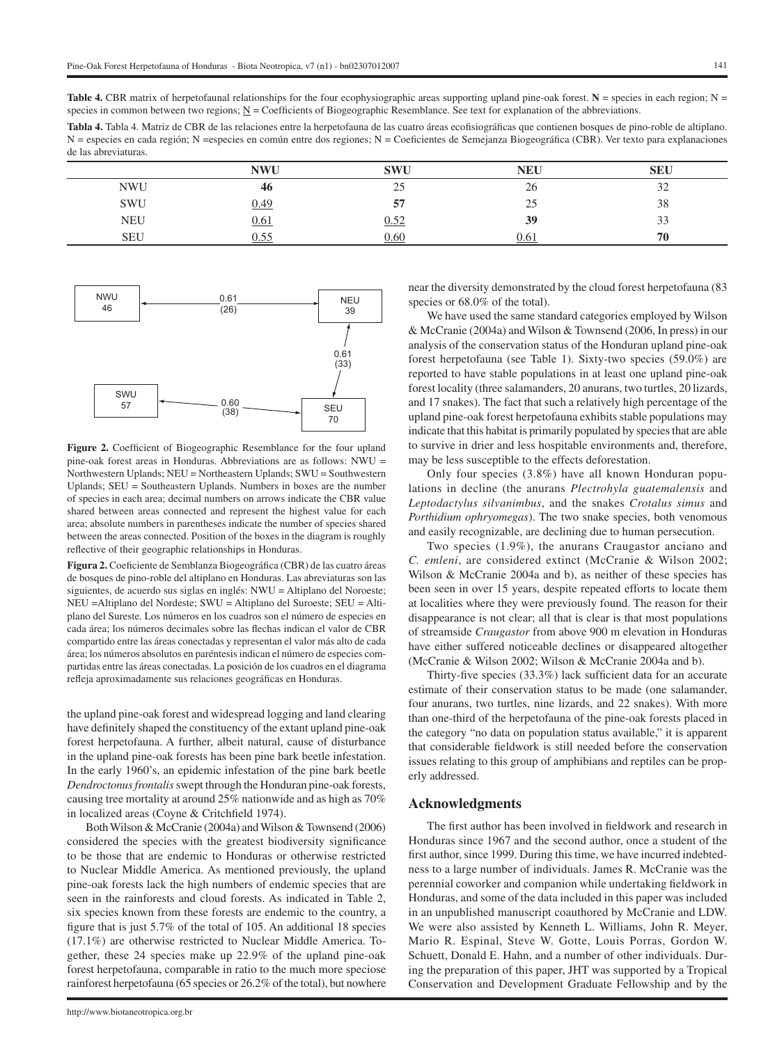**Table 4.** CBR matrix of herpetofaunal relationships for the four ecophysiographic areas supporting upland pine-oak forest. **N** = species in each region; N = species in common between two regions; N = Coefficients of Biogeographic Resemblance. See text for explanation of the abbreviations.

**Tabla 4.** Tabla 4. Matriz de CBR de las relaciones entre la herpetofauna de las cuatro áreas ecofisiográficas que contienen bosques de pino-roble de altiplano. N = especies en cada región; N =especies en común entre dos regiones; N = Coeficientes de Semejanza Biogeográfica (CBR). Ver texto para explanaciones de las abreviaturas.

| | NWU | SWU | NEU | SEU |
|---|---|---|---|---|
| NWU | **46** | 25 | 26 | 32 |
| SWU | 0.49 | **57** | 25 | 38 |
| NEU | 0.61 | 0.52 | **39** | 33 |
| SEU | 0.55 | 0.60 | 0.61 | **70** |

**Figure 2.** Coefficient of Biogeographic Resemblance for the four upland pine-oak forest areas in Honduras. Abbreviations are as follows: NWU = Northwestern Uplands; NEU = Northeastern Uplands; SWU = Southwestern Uplands; SEU = Southeastern Uplands. Numbers in boxes are the number of species in each area; decimal numbers on arrows indicate the CBR value shared between areas connected and represent the highest value for each area; absolute numbers in parentheses indicate the number of species shared between the areas connected. Position of the boxes in the diagram is roughly reflective of their geographic relationships in Honduras.

**Figura 2.** Coeficiente de Semblanza Biogeográfica (CBR) de las cuatro áreas de bosques de pino-roble del altiplano en Honduras. Las abreviaturas son las siguientes, de acuerdo sus siglas en inglés: NWU = Altiplano del Noroeste; NEU =Altiplano del Nordeste; SWU = Altiplano del Suroeste; SEU = Altiplano del Sureste. Los números en los cuadros son el número de especies en cada área; los números decimales sobre las flechas indican el valor de CBR compartido entre las áreas conectadas y representan el valor más alto de cada área; los números absolutos en paréntesis indican el número de especies compartidas entre las áreas conectadas. La posición de los cuadros en el diagrama refleja aproximadamente sus relaciones geográficas en Honduras.

the upland pine-oak forest and widespread logging and land clearing have definitely shaped the constituency of the extant upland pine-oak forest herpetofauna. A further, albeit natural, cause of disturbance in the upland pine-oak forests has been pine bark beetle infestation. In the early 1960's, an epidemic infestation of the pine bark beetle *Dendroctonus frontalis* swept through the Honduran pine-oak forests, causing tree mortality at around 25% nationwide and as high as 70% in localized areas (Coyne & Critchfield 1974).

Both Wilson & McCranie (2004a) and Wilson & Townsend (2006) considered the species with the greatest biodiversity significance to be those that are endemic to Honduras or otherwise restricted to Nuclear Middle America. As mentioned previously, the upland pine-oak forests lack the high numbers of endemic species that are seen in the rainforests and cloud forests. As indicated in Table 2, six species known from these forests are endemic to the country, a figure that is just 5.7% of the total of 105. An additional 18 species (17.1%) are otherwise restricted to Nuclear Middle America. Together, these 24 species make up 22.9% of the upland pine-oak forest herpetofauna, comparable in ratio to the much more speciose rainforest herpetofauna (65 species or 26.2% of the total), but nowhere near the diversity demonstrated by the cloud forest herpetofauna (83 species or 68.0% of the total).

We have used the same standard categories employed by Wilson & McCranie (2004a) and Wilson & Townsend (2006, In press) in our analysis of the conservation status of the Honduran upland pine-oak forest herpetofauna (see Table 1). Sixty-two species (59.0%) are reported to have stable populations in at least one upland pine-oak forest locality (three salamanders, 20 anurans, two turtles, 20 lizards, and 17 snakes). The fact that such a relatively high percentage of the upland pine-oak forest herpetofauna exhibits stable populations may indicate that this habitat is primarily populated by species that are able to survive in drier and less hospitable environments and, therefore, may be less susceptible to the effects deforestation.

Only four species (3.8%) have all known Honduran populations in decline (the anurans *Plectrohyla guatemalensis* and *Leptodactylus silvanimbus*, and the snakes *Crotalus simus* and *Porthidium ophryomegas*). The two snake species, both venomous and easily recognizable, are declining due to human persecution.

Two species (1.9%), the anurans Craugastor anciano and *C. emleni*, are considered extinct (McCranie & Wilson 2002; Wilson & McCranie 2004a and b), as neither of these species has been seen in over 15 years, despite repeated efforts to locate them at localities where they were previously found. The reason for their disappearance is not clear; all that is clear is that most populations of streamside *Craugastor* from above 900 m elevation in Honduras have either suffered noticeable declines or disappeared altogether (McCranie & Wilson 2002; Wilson & McCranie 2004a and b).

Thirty-five species (33.3%) lack sufficient data for an accurate estimate of their conservation status to be made (one salamander, four anurans, two turtles, nine lizards, and 22 snakes). With more than one-third of the herpetofauna of the pine-oak forests placed in the category "no data on population status available," it is apparent that considerable fieldwork is still needed before the conservation issues relating to this group of amphibians and reptiles can be properly addressed.

## Acknowledgments

The first author has been involved in fieldwork and research in Honduras since 1967 and the second author, once a student of the first author, since 1999. During this time, we have incurred indebtedness to a large number of individuals. James R. McCranie was the perennial coworker and companion while undertaking fieldwork in Honduras, and some of the data included in this paper was included in an unpublished manuscript coauthored by McCranie and LDW. We were also assisted by Kenneth L. Williams, John R. Meyer, Mario R. Espinal, Steve W. Gotte, Louis Porras, Gordon W. Schuett, Donald E. Hahn, and a number of other individuals. During the preparation of this paper, JHT was supported by a Tropical Conservation and Development Graduate Fellowship and by the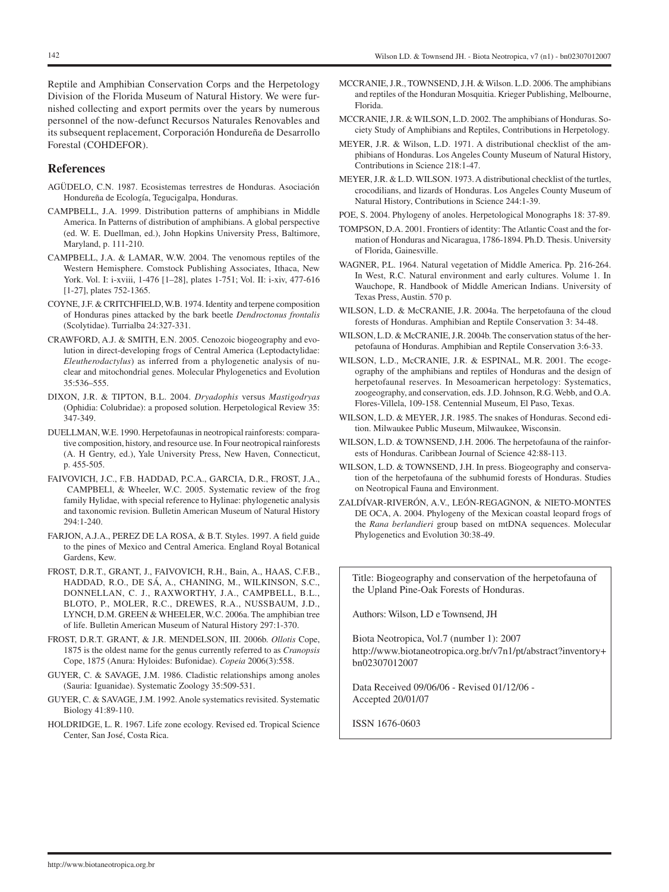Reptile and Amphibian Conservation Corps and the Herpetology Division of the Florida Museum of Natural History. We were furnished collecting and export permits over the years by numerous personnel of the now-defunct Recursos Naturales Renovables and its subsequent replacement, Corporación Hondureña de Desarrollo Forestal (COHDEFOR).

## References

AGÜDELO, C.N. 1987. Ecosistemas terrestres de Honduras. Asociación Hondureña de Ecología, Tegucigalpa, Honduras.

CAMPBELL, J.A. 1999. Distribution patterns of amphibians in Middle America. In Patterns of distribution of amphibians. A global perspective (ed. W. E. Duellman, ed.), John Hopkins University Press, Baltimore, Maryland, p. 111-210.

CAMPBELL, J.A. & LAMAR, W.W. 2004. The venomous reptiles of the Western Hemisphere. Comstock Publishing Associates, Ithaca, New York. Vol. I: i-xviii, 1-476 [1–28], plates 1-751; Vol. II: i-xiv, 477-616 [1-27], plates 752-1365.

COYNE, J.F. & CRITCHFIELD, W.B. 1974. Identity and terpene composition of Honduras pines attacked by the bark beetle *Dendroctonus frontalis* (Scolytidae). Turrialba 24:327-331.

CRAWFORD, A.J. & SMITH, E.N. 2005. Cenozoic biogeography and evolution in direct-developing frogs of Central America (Leptodactylidae: *Eleutherodactylus*) as inferred from a phylogenetic analysis of nuclear and mitochondrial genes. Molecular Phylogenetics and Evolution 35:536–555.

DIXON, J.R. & TIPTON, B.L. 2004. *Dryadophis* versus *Mastigodryas* (Ophidia: Colubridae): a proposed solution. Herpetological Review 35: 347-349.

DUELLMAN, W.E. 1990. Herpetofaunas in neotropical rainforests: comparative composition, history, and resource use. In Four neotropical rainforests (A. H Gentry, ed.), Yale University Press, New Haven, Connecticut, p. 455-505.

FAIVOVICH, J.C., F.B. HADDAD, P.C.A., GARCIA, D.R., FROST, J.A., CAMPBELl, & Wheeler, W.C. 2005. Systematic review of the frog family Hylidae, with special reference to Hylinae: phylogenetic analysis and taxonomic revision. Bulletin American Museum of Natural History 294:1-240.

FARJON, A.J.A., PEREZ DE LA ROSA, & B.T. Styles. 1997. A field guide to the pines of Mexico and Central America. England Royal Botanical Gardens, Kew.

FROST, D.R.T., GRANT, J., FAIVOVICH, R.H., Bain, A., HAAS, C.F.B., HADDAD, R.O., DE SÁ, A., CHANING, M., WILKINSON, S.C., DONNELLAN, C. J., RAXWORTHY, J.A., CAMPBELL, B.L., BLOTO, P., MOLER, R.C., DREWES, R.A., NUSSBAUM, J.D., LYNCH, D.M. GREEN & WHEELER, W.C. 2006a. The amphibian tree of life. Bulletin American Museum of Natural History 297:1-370.

FROST, D.R.T. GRANT, & J.R. MENDELSON, III. 2006b. *Ollotis* Cope, 1875 is the oldest name for the genus currently referred to as *Cranopsis* Cope, 1875 (Anura: Hyloides: Bufonidae). *Copeia* 2006(3):558.

GUYER, C. & SAVAGE, J.M. 1986. Cladistic relationships among anoles (Sauria: Iguanidae). Systematic Zoology 35:509-531.

GUYER, C. & SAVAGE, J.M. 1992. Anole systematics revisited. Systematic Biology 41:89-110.

HOLDRIDGE, L. R. 1967. Life zone ecology. Revised ed. Tropical Science Center, San José, Costa Rica.

MCCRANIE, J.R., TOWNSEND, J.H. & Wilson. L.D. 2006. The amphibians and reptiles of the Honduran Mosquitia. Krieger Publishing, Melbourne, Florida.

MCCRANIE, J.R. & WILSON, L.D. 2002. The amphibians of Honduras. Society Study of Amphibians and Reptiles, Contributions in Herpetology.

MEYER, J.R. & Wilson, L.D. 1971. A distributional checklist of the amphibians of Honduras. Los Angeles County Museum of Natural History, Contributions in Science 218:1-47.

MEYER, J.R. & L.D. WILSON. 1973. A distributional checklist of the turtles, crocodilians, and lizards of Honduras. Los Angeles County Museum of Natural History, Contributions in Science 244:1-39.

POE, S. 2004. Phylogeny of anoles. Herpetological Monographs 18: 37-89.

TOMPSON, D.A. 2001. Frontiers of identity: The Atlantic Coast and the formation of Honduras and Nicaragua, 1786-1894. Ph.D. Thesis. University of Florida, Gainesville.

WAGNER, P.L. 1964. Natural vegetation of Middle America. Pp. 216-264. In West, R.C. Natural environment and early cultures. Volume 1. In Wauchope, R. Handbook of Middle American Indians. University of Texas Press, Austin. 570 p.

WILSON, L.D. & McCRANIE, J.R. 2004a. The herpetofauna of the cloud forests of Honduras. Amphibian and Reptile Conservation 3: 34-48.

WILSON, L.D. & McCRANIE, J.R. 2004b. The conservation status of the herpetofauna of Honduras. Amphibian and Reptile Conservation 3:6-33.

WILSON, L.D., McCRANIE, J.R. & ESPINAL, M.R. 2001. The ecogeography of the amphibians and reptiles of Honduras and the design of herpetofaunal reserves. In Mesoamerican herpetology: Systematics, zoogeography, and conservation, eds. J.D. Johnson, R.G. Webb, and O.A. Flores-Villela, 109-158. Centennial Museum, El Paso, Texas.

WILSON, L.D. & MEYER, J.R. 1985. The snakes of Honduras. Second edition. Milwaukee Public Museum, Milwaukee, Wisconsin.

WILSON, L.D. & TOWNSEND, J.H. 2006. The herpetofauna of the rainforests of Honduras. Caribbean Journal of Science 42:88-113.

WILSON, L.D. & TOWNSEND, J.H. In press. Biogeography and conservation of the herpetofauna of the subhumid forests of Honduras. Studies on Neotropical Fauna and Environment.

ZALDÍVAR-RIVERÓN, A.V., LEÓN-REGAGNON, & NIETO-MONTES DE OCA, A. 2004. Phylogeny of the Mexican coastal leopard frogs of the *Rana berlandieri* group based on mtDNA sequences. Molecular Phylogenetics and Evolution 30:38-49.

Title: Biogeography and conservation of the herpetofauna of the Upland Pine-Oak Forests of Honduras.

Authors: Wilson, LD e Townsend, JH

Biota Neotropica, Vol.7 (number 1): 2007
http://www.biotaneotropica.org.br/v7n1/pt/abstract?inventory+bn02307012007

Data Received 09/06/06 - Revised 01/12/06 - Accepted 20/01/07

ISSN 1676-0603